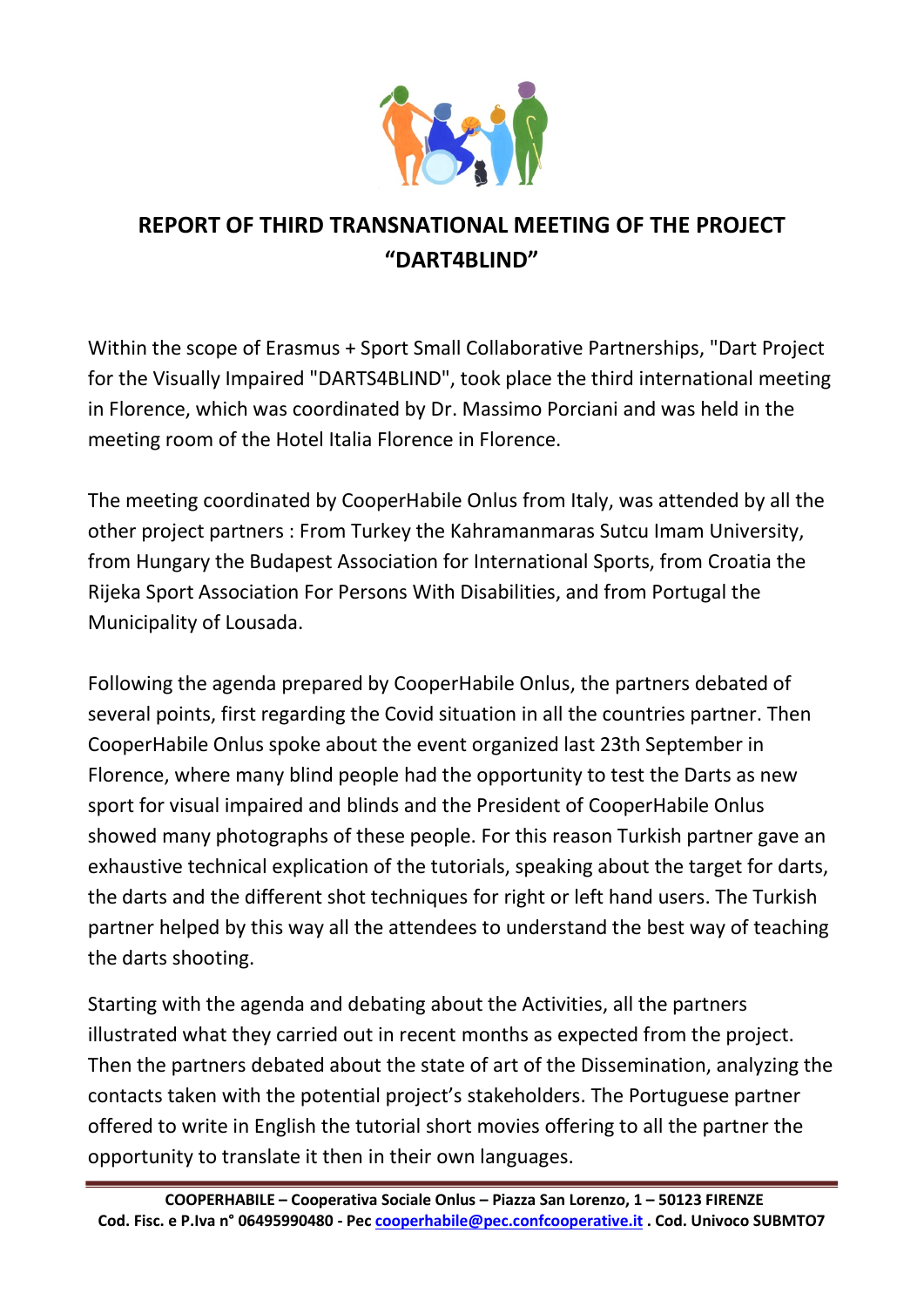# REPORT OF THIRD TRANSNATIONAL MEETING OF THE PROJECT “DART4BLIND”

Within the scope of Erasmus + Sport Small Collaborative Partnerships, "Dart Project for the Visually Impaired "DARTS4BLIND", took place the third international meeting in Florence, which was coordinated by Dr. Massimo Porciani and was held in the meeting room of the Hotel Italia Florence in Florence.

The meeting coordinated by CooperHabile Onlus from Italy, was attended by all the other project partners : From Turkey the Kahramanmaras Sutcu Imam University, from Hungary the Budapest Association for International Sports, from Croatia the Rijeka Sport Association For Persons With Disabilities, and from Portugal the Municipality of Lousada.

Following the agenda prepared by CooperHabile Onlus, the partners debated of several points, first regarding the Covid situation in all the countries partner. Then CooperHabile Onlus spoke about the event organized last 23th September in Florence, where many blind people had the opportunity to test the Darts as new sport for visual impaired and blinds and the President of CooperHabile Onlus showed many photographs of these people. For this reason Turkish partner gave an exhaustive technical explication of the tutorials, speaking about the target for darts, the darts and the different shot techniques for right or left hand users. The Turkish partner helped by this way all the attendees to understand the best way of teaching the darts shooting.

Starting with the agenda and debating about the Activities, all the partners illustrated what they carried out in recent months as expected from the project. Then the partners debated about the state of art of the Dissemination, analyzing the contacts taken with the potential project’s stakeholders. The Portuguese partner offered to write in English the tutorial short movies offering to all the partner the opportunity to translate it then in their own languages.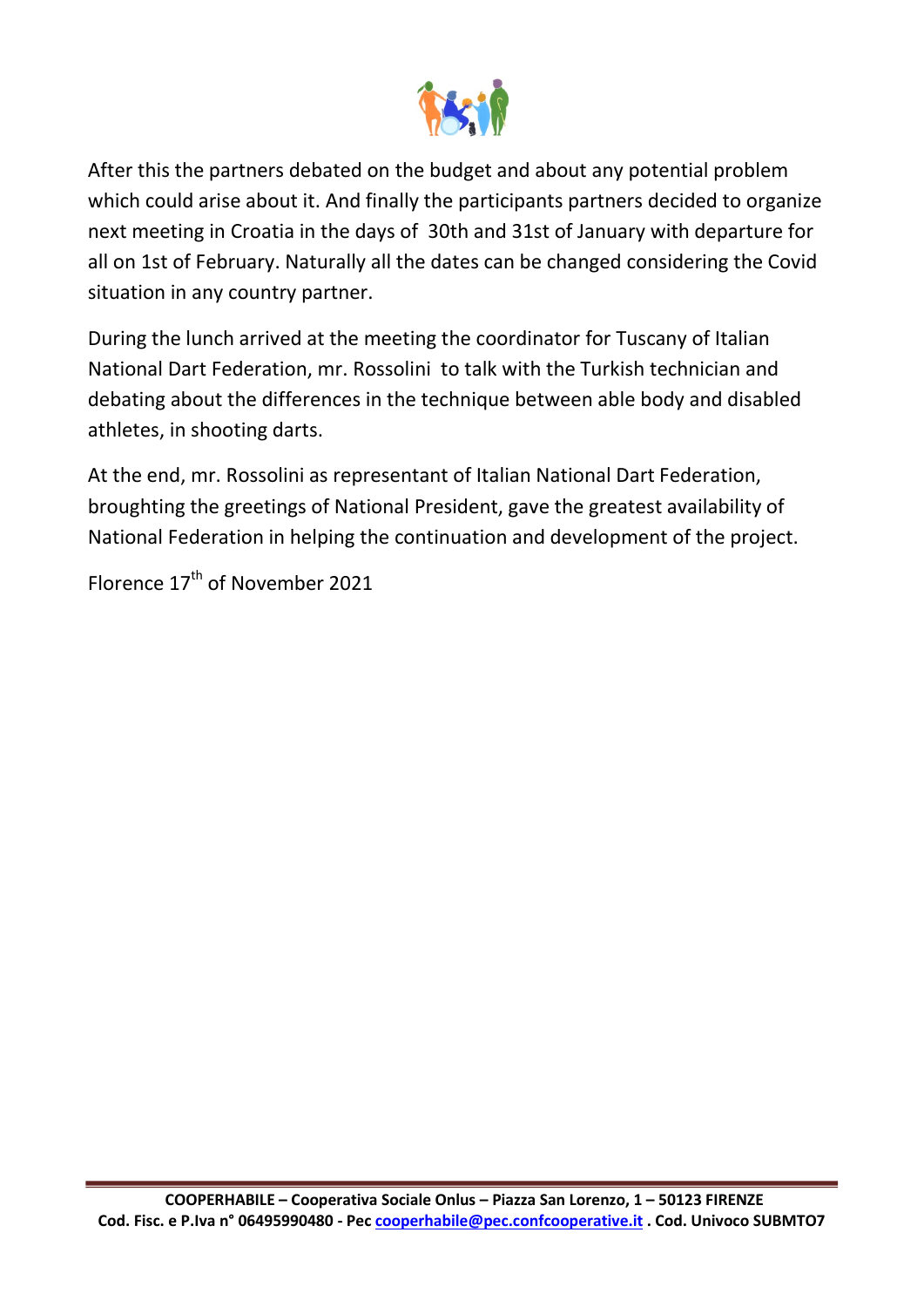After this the partners debated on the budget and about any potential problem which could arise about it. And finally the participants partners decided to organize next meeting in Croatia in the days of  30th and 31st of January with departure for all on 1st of February. Naturally all the dates can be changed considering the Covid situation in any country partner.

During the lunch arrived at the meeting the coordinator for Tuscany of Italian National Dart Federation, mr. Rossolini  to talk with the Turkish technician and debating about the differences in the technique between able body and disabled athletes, in shooting darts.

At the end, mr. Rossolini as representant of Italian National Dart Federation, broughting the greetings of National President, gave the greatest availability of National Federation in helping the continuation and development of the project.

Florence 17th of November 2021